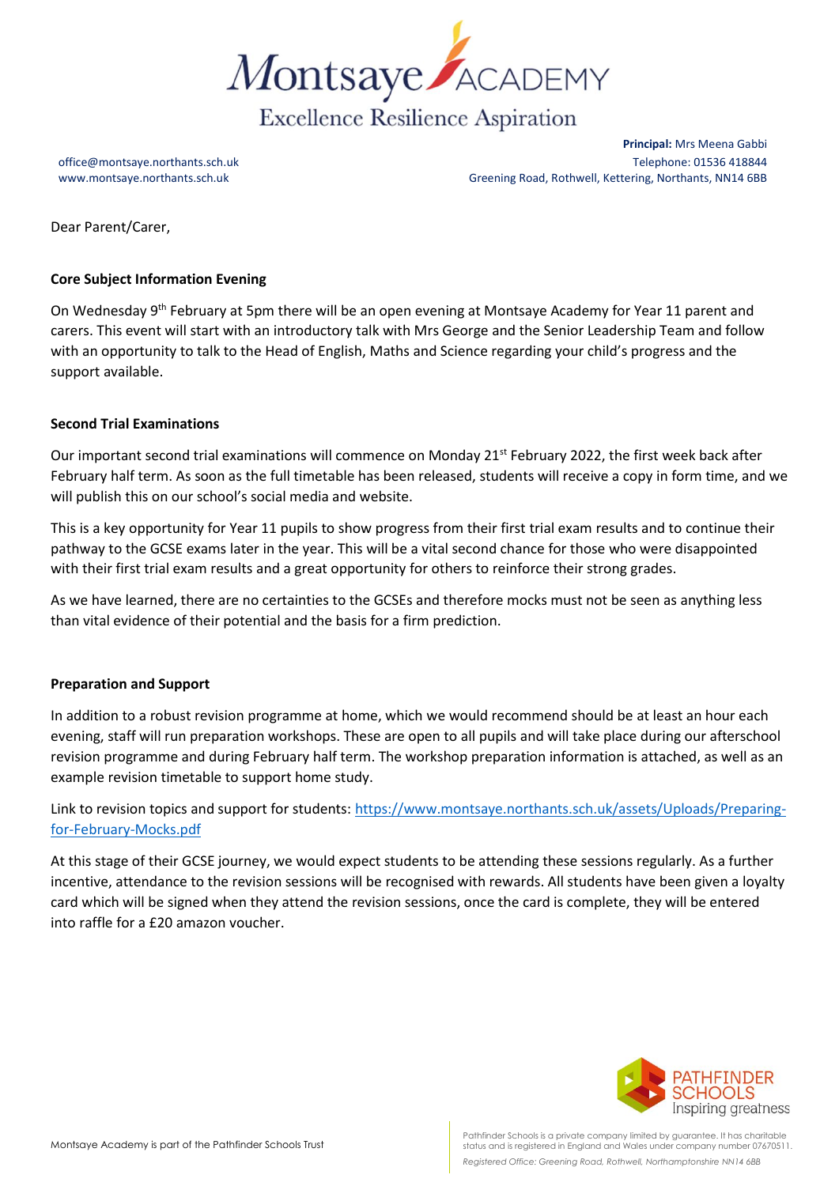# Montsaye ACADEMY

Excellence Resilience Aspiration

**Principal:** Mrs Meena Gabbi

office@montsaye.northants.sch.uk
www.montsaye.northants.sch.uk

Telephone: 01536 418844
Greening Road, Rothwell, Kettering, Northants, NN14 6BB

Dear Parent/Carer,

**Core Subject Information Evening**

On Wednesday 9th February at 5pm there will be an open evening at Montsaye Academy for Year 11 parent and carers. This event will start with an introductory talk with Mrs George and the Senior Leadership Team and follow with an opportunity to talk to the Head of English, Maths and Science regarding your child's progress and the support available.

**Second Trial Examinations**

Our important second trial examinations will commence on Monday 21st February 2022, the first week back after February half term. As soon as the full timetable has been released, students will receive a copy in form time, and we will publish this on our school's social media and website.

This is a key opportunity for Year 11 pupils to show progress from their first trial exam results and to continue their pathway to the GCSE exams later in the year. This will be a vital second chance for those who were disappointed with their first trial exam results and a great opportunity for others to reinforce their strong grades.

As we have learned, there are no certainties to the GCSEs and therefore mocks must not be seen as anything less than vital evidence of their potential and the basis for a firm prediction.

**Preparation and Support**

In addition to a robust revision programme at home, which we would recommend should be at least an hour each evening, staff will run preparation workshops. These are open to all pupils and will take place during our afterschool revision programme and during February half term. The workshop preparation information is attached, as well as an example revision timetable to support home study.

Link to revision topics and support for students: [https://www.montsaye.northants.sch.uk/assets/Uploads/Preparing-for-February-Mocks.pdf](https://www.montsaye.northants.sch.uk/assets/Uploads/Preparing-for-February-Mocks.pdf)

At this stage of their GCSE journey, we would expect students to be attending these sessions regularly. As a further incentive, attendance to the revision sessions will be recognised with rewards. All students have been given a loyalty card which will be signed when they attend the revision sessions, once the card is complete, they will be entered into raffle for a £20 amazon voucher.

PATHFINDER SCHOOLS Inspiring greatness

Montsaye Academy is part of the Pathfinder Schools Trust

Pathfinder Schools is a private company limited by guarantee. It has charitable status and is registered in England and Wales under company number 07670511.
*Registered Office: Greening Road, Rothwell, Northamptonshire NN14 6BB*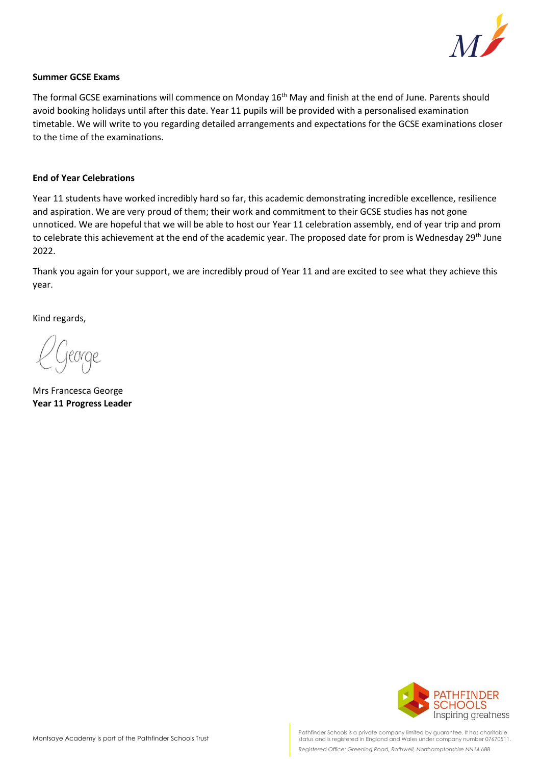**Summer GCSE Exams**

The formal GCSE examinations will commence on Monday 16th May and finish at the end of June. Parents should avoid booking holidays until after this date. Year 11 pupils will be provided with a personalised examination timetable. We will write to you regarding detailed arrangements and expectations for the GCSE examinations closer to the time of the examinations.

**End of Year Celebrations**

Year 11 students have worked incredibly hard so far, this academic demonstrating incredible excellence, resilience and aspiration. We are very proud of them; their work and commitment to their GCSE studies has not gone unnoticed. We are hopeful that we will be able to host our Year 11 celebration assembly, end of year trip and prom to celebrate this achievement at the end of the academic year. The proposed date for prom is Wednesday 29th June 2022.

Thank you again for your support, we are incredibly proud of Year 11 and are excited to see what they achieve this year.

Kind regards,

F George

Mrs Francesca George
**Year 11 Progress Leader**

Montsaye Academy is part of the Pathfinder Schools Trust

Pathfinder Schools is a private company limited by guarantee. It has charitable status and is registered in England and Wales under company number 07670511.

*Registered Office: Greening Road, Rothwell, Northamptonshire NN14 6BB*